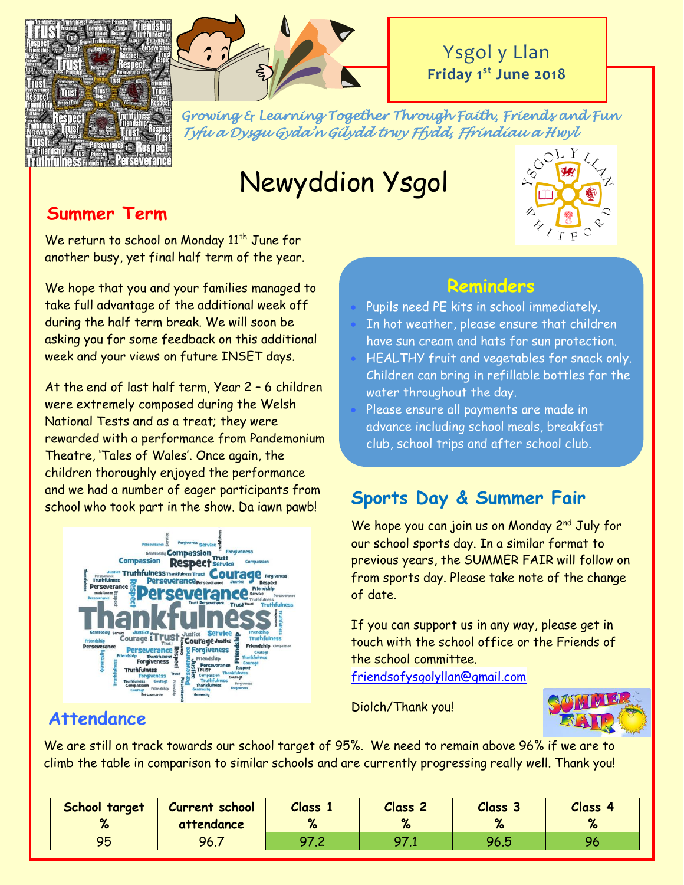Ysgol y Llan
**Friday 1st June 2018**

*Growing & Learning Together Through Faith, Friends and Fun*
*Tyfu a Dysgu Gyda'n Gilydd trwy Ffydd, Ffrindiau a Hwyl*

# Newyddion Ysgol

## Summer Term

We return to school on Monday 11th June for another busy, yet final half term of the year.

We hope that you and your families managed to take full advantage of the additional week off during the half term break. We will soon be asking you for some feedback on this additional week and your views on future INSET days.

At the end of last half term, Year 2 – 6 children were extremely composed during the Welsh National Tests and as a treat; they were rewarded with a performance from Pandemonium Theatre, 'Tales of Wales'. Once again, the children thoroughly enjoyed the performance and we had a number of eager participants from school who took part in the show. Da iawn pawb!

## Reminders

- Pupils need PE kits in school immediately.
- In hot weather, please ensure that children have sun cream and hats for sun protection.
- HEALTHY fruit and vegetables for snack only. Children can bring in refillable bottles for the water throughout the day.
- Please ensure all payments are made in advance including school meals, breakfast club, school trips and after school club.

## Sports Day & Summer Fair

We hope you can join us on Monday 2nd July for our school sports day. In a similar format to previous years, the SUMMER FAIR will follow on from sports day. Please take note of the change of date.

If you can support us in any way, please get in touch with the school office or the Friends of the school committee.
friendsofysgolyllan@gmail.com

Diolch/Thank you!

## Attendance

We are still on track towards our school target of 95%. We need to remain above 96% if we are to climb the table in comparison to similar schools and are currently progressing really well. Thank you!

| School target % | Current school attendance | Class 1 % | Class 2 % | Class 3 % | Class 4 % |
|---|---|---|---|---|---|
| 95 | 96.7 | 97.2 | 97.1 | 96.5 | 96 |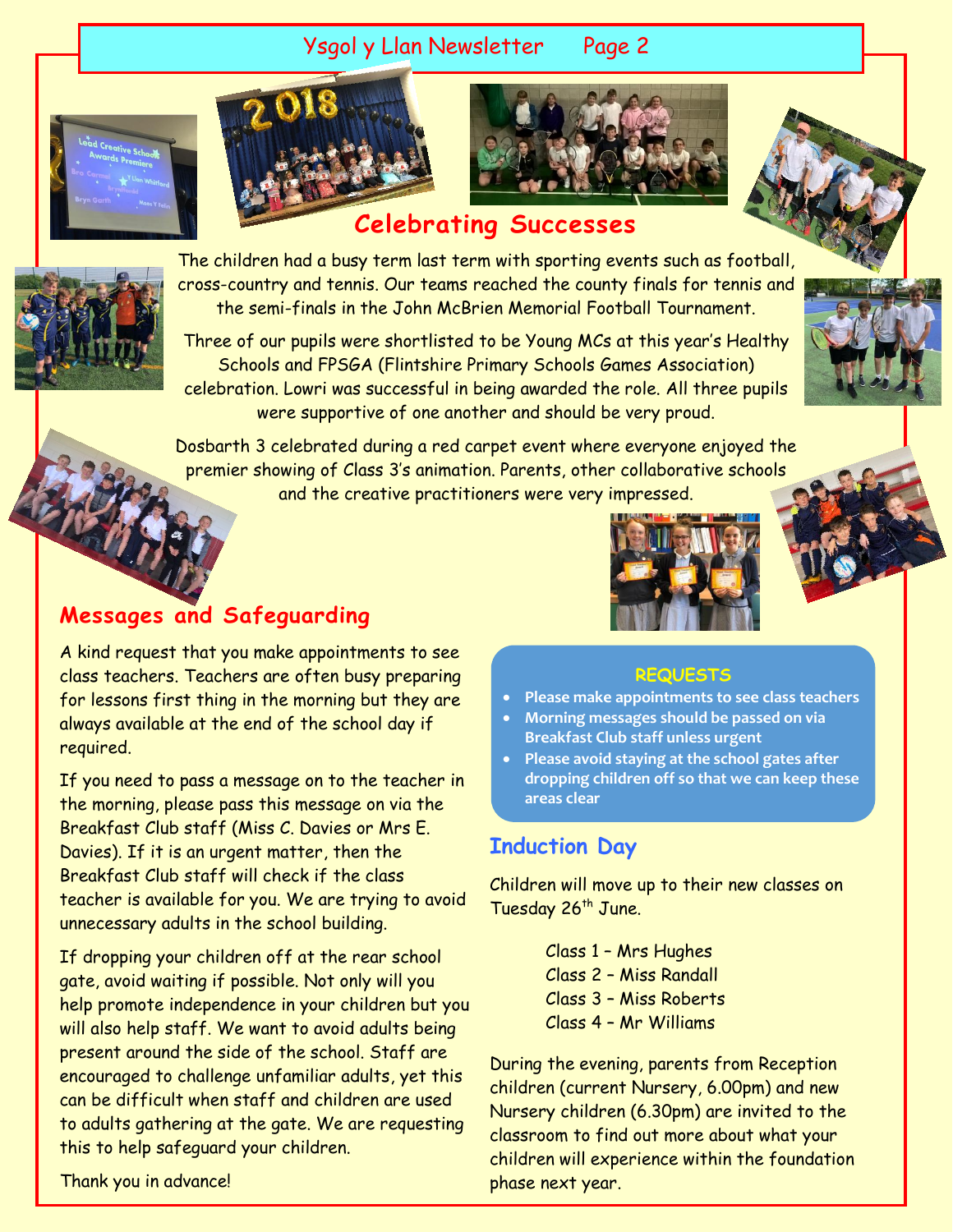## Celebrating Successes

The children had a busy term last term with sporting events such as football, cross-country and tennis. Our teams reached the county finals for tennis and the semi-finals in the John McBrien Memorial Football Tournament.

Three of our pupils were shortlisted to be Young MCs at this year's Healthy Schools and FPSGA (Flintshire Primary Schools Games Association) celebration. Lowri was successful in being awarded the role. All three pupils were supportive of one another and should be very proud.

Dosbarth 3 celebrated during a red carpet event where everyone enjoyed the premier showing of Class 3's animation. Parents, other collaborative schools and the creative practitioners were very impressed.

## Messages and Safeguarding

A kind request that you make appointments to see class teachers. Teachers are often busy preparing for lessons first thing in the morning but they are always available at the end of the school day if required.

If you need to pass a message on to the teacher in the morning, please pass this message on via the Breakfast Club staff (Miss C. Davies or Mrs E. Davies). If it is an urgent matter, then the Breakfast Club staff will check if the class teacher is available for you. We are trying to avoid unnecessary adults in the school building.

If dropping your children off at the rear school gate, avoid waiting if possible. Not only will you help promote independence in your children but you will also help staff. We want to avoid adults being present around the side of the school. Staff are encouraged to challenge unfamiliar adults, yet this can be difficult when staff and children are used to adults gathering at the gate. We are requesting this to help safeguard your children.

Thank you in advance!

### REQUESTS

- **Please make appointments to see class teachers**
- **Morning messages should be passed on via Breakfast Club staff unless urgent**
- **Please avoid staying at the school gates after dropping children off so that we can keep these areas clear**

## Induction Day

Children will move up to their new classes on Tuesday 26th June.

Class 1 – Mrs Hughes
Class 2 – Miss Randall
Class 3 – Miss Roberts
Class 4 – Mr Williams

During the evening, parents from Reception children (current Nursery, 6.00pm) and new Nursery children (6.30pm) are invited to the classroom to find out more about what your children will experience within the foundation phase next year.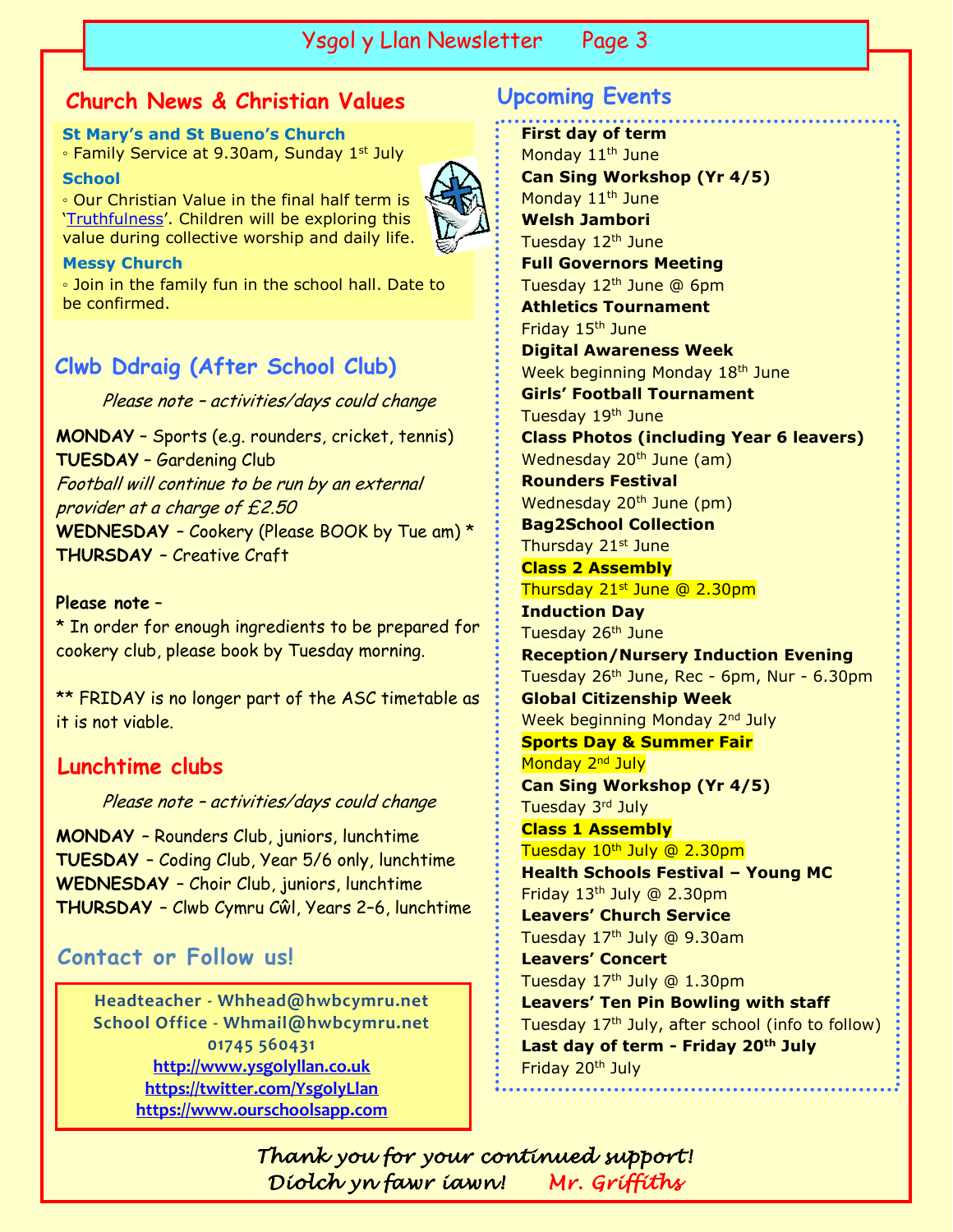## Church News & Christian Values

**St Mary's and St Bueno's Church**

◦ Family Service at 9.30am, Sunday 1st July

**School**

◦ Our Christian Value in the final half term is 'Truthfulness'. Children will be exploring this value during collective worship and daily life.

**Messy Church**

◦ Join in the family fun in the school hall. Date to be confirmed.

## Clwb Ddraig (After School Club)

*Please note – activities/days could change*

**MONDAY** – Sports (e.g. rounders, cricket, tennis)
**TUESDAY** – Gardening Club
*Football will continue to be run by an external provider at a charge of £2.50*
**WEDNESDAY** – Cookery (Please BOOK by Tue am) *
**THURSDAY** – Creative Craft

**Please note –**

* In order for enough ingredients to be prepared for cookery club, please book by Tuesday morning.

** FRIDAY is no longer part of the ASC timetable as it is not viable.

## Lunchtime clubs

*Please note – activities/days could change*

**MONDAY** – Rounders Club, juniors, lunchtime
**TUESDAY** – Coding Club, Year 5/6 only, lunchtime
**WEDNESDAY** – Choir Club, juniors, lunchtime
**THURSDAY** – Clwb Cymru Cŵl, Years 2–6, lunchtime

## Contact or Follow us!

**Headteacher - Whhead@hwbcymru.net**
**School Office - Whmail@hwbcymru.net**
**01745 560431**
http://www.ysgolyllan.co.uk
https://twitter.com/YsgolyLlan
https://www.ourschoolsapp.com

## Upcoming Events

**First day of term**
Monday 11th June
**Can Sing Workshop (Yr 4/5)**
Monday 11th June
**Welsh Jambori**
Tuesday 12th June
**Full Governors Meeting**
Tuesday 12th June @ 6pm
**Athletics Tournament**
Friday 15th June
**Digital Awareness Week**
Week beginning Monday 18th June
**Girls' Football Tournament**
Tuesday 19th June
**Class Photos (including Year 6 leavers)**
Wednesday 20th June (am)
**Rounders Festival**
Wednesday 20th June (pm)
**Bag2School Collection**
Thursday 21st June
**Class 2 Assembly**
Thursday 21st June @ 2.30pm
**Induction Day**
Tuesday 26th June
**Reception/Nursery Induction Evening**
Tuesday 26th June, Rec - 6pm, Nur - 6.30pm
**Global Citizenship Week**
Week beginning Monday 2nd July
**Sports Day & Summer Fair**
Monday 2nd July
**Can Sing Workshop (Yr 4/5)**
Tuesday 3rd July
**Class 1 Assembly**
Tuesday 10th July @ 2.30pm
**Health Schools Festival – Young MC**
Friday 13th July @ 2.30pm
**Leavers' Church Service**
Tuesday 17th July @ 9.30am
**Leavers' Concert**
Tuesday 17th July @ 1.30pm
**Leavers' Ten Pin Bowling with staff**
Tuesday 17th July, after school (info to follow)
**Last day of term - Friday 20th July**
Friday 20th July

*Thank you for your continued support!*
*Diolch yn fawr iawn!* *Mr. Griffiths*